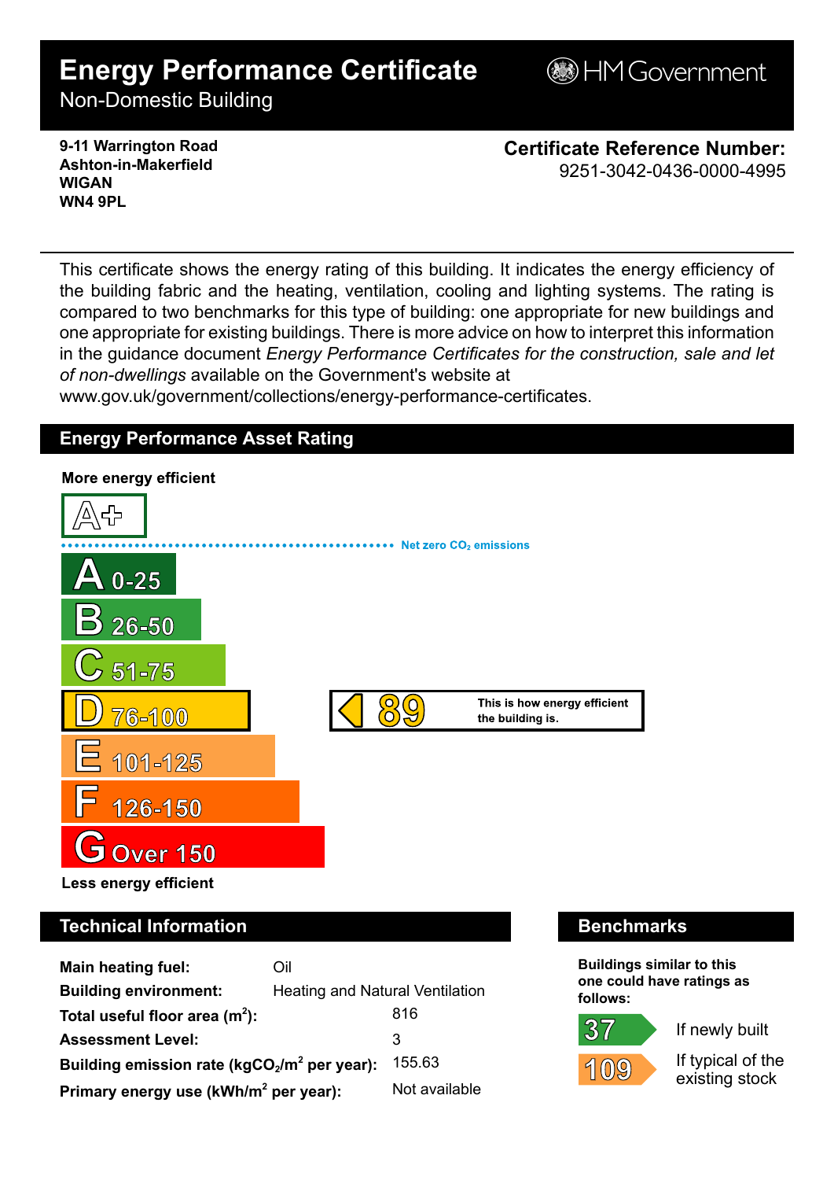# Energy Performance Certificate

Non-Domestic Building

HM Government

**9-11 Warrington Road**
**Ashton-in-Makerfield**
**WIGAN**
**WN4 9PL**

**Certificate Reference Number:**
9251-3042-0436-0000-4995

This certificate shows the energy rating of this building. It indicates the energy efficiency of the building fabric and the heating, ventilation, cooling and lighting systems. The rating is compared to two benchmarks for this type of building: one appropriate for new buildings and one appropriate for existing buildings. There is more advice on how to interpret this information in the guidance document *Energy Performance Certificates for the construction, sale and let of non-dwellings* available on the Government's website at www.gov.uk/government/collections/energy-performance-certificates.

## Energy Performance Asset Rating

**More energy efficient**

A+

Net zero $CO_2$ emissions

- A 0-25
- B 26-50
- C 51-75
- D 76-100
- E 101-125
- F 126-150
- G Over 150

**89** — This is how energy efficient the building is.

**Less energy efficient**

## Technical Information

| | |
|---|---|
| **Main heating fuel:** | Oil |
| **Building environment:** | Heating and Natural Ventilation |
| **Total useful floor area ($m^2$):** | 816 |
| **Assessment Level:** | 3 |
| **Building emission rate ($kgCO_2/m^2$ per year):** | 155.63 |
| **Primary energy use ($kWh/m^2$ per year):** | Not available |

## Benchmarks

**Buildings similar to this one could have ratings as follows:**

- 37 — If newly built
- 109 — If typical of the existing stock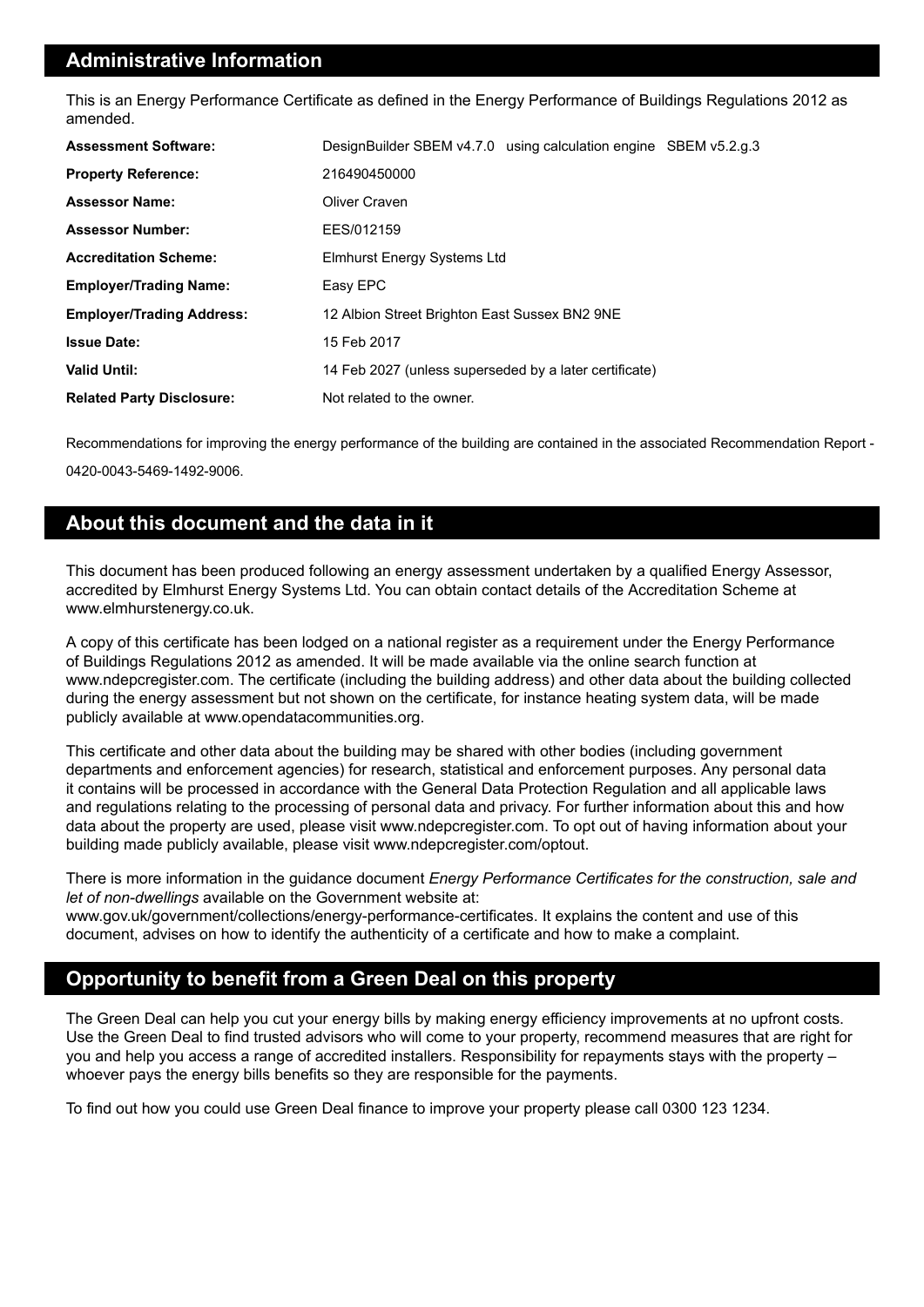## Administrative Information

This is an Energy Performance Certificate as defined in the Energy Performance of Buildings Regulations 2012 as amended.

| | |
|---|---|
| **Assessment Software:** | DesignBuilder SBEM v4.7.0 using calculation engine SBEM v5.2.g.3 |
| **Property Reference:** | 216490450000 |
| **Assessor Name:** | Oliver Craven |
| **Assessor Number:** | EES/012159 |
| **Accreditation Scheme:** | Elmhurst Energy Systems Ltd |
| **Employer/Trading Name:** | Easy EPC |
| **Employer/Trading Address:** | 12 Albion Street Brighton East Sussex BN2 9NE |
| **Issue Date:** | 15 Feb 2017 |
| **Valid Until:** | 14 Feb 2027 (unless superseded by a later certificate) |
| **Related Party Disclosure:** | Not related to the owner. |

Recommendations for improving the energy performance of the building are contained in the associated Recommendation Report - 0420-0043-5469-1492-9006.

## About this document and the data in it

This document has been produced following an energy assessment undertaken by a qualified Energy Assessor, accredited by Elmhurst Energy Systems Ltd. You can obtain contact details of the Accreditation Scheme at www.elmhurstenergy.co.uk.

A copy of this certificate has been lodged on a national register as a requirement under the Energy Performance of Buildings Regulations 2012 as amended. It will be made available via the online search function at www.ndepcregister.com. The certificate (including the building address) and other data about the building collected during the energy assessment but not shown on the certificate, for instance heating system data, will be made publicly available at www.opendatacommunities.org.

This certificate and other data about the building may be shared with other bodies (including government departments and enforcement agencies) for research, statistical and enforcement purposes. Any personal data it contains will be processed in accordance with the General Data Protection Regulation and all applicable laws and regulations relating to the processing of personal data and privacy. For further information about this and how data about the property are used, please visit www.ndepcregister.com. To opt out of having information about your building made publicly available, please visit www.ndepcregister.com/optout.

There is more information in the guidance document *Energy Performance Certificates for the construction, sale and let of non-dwellings* available on the Government website at: www.gov.uk/government/collections/energy-performance-certificates. It explains the content and use of this document, advises on how to identify the authenticity of a certificate and how to make a complaint.

## Opportunity to benefit from a Green Deal on this property

The Green Deal can help you cut your energy bills by making energy efficiency improvements at no upfront costs. Use the Green Deal to find trusted advisors who will come to your property, recommend measures that are right for you and help you access a range of accredited installers. Responsibility for repayments stays with the property – whoever pays the energy bills benefits so they are responsible for the payments.

To find out how you could use Green Deal finance to improve your property please call 0300 123 1234.